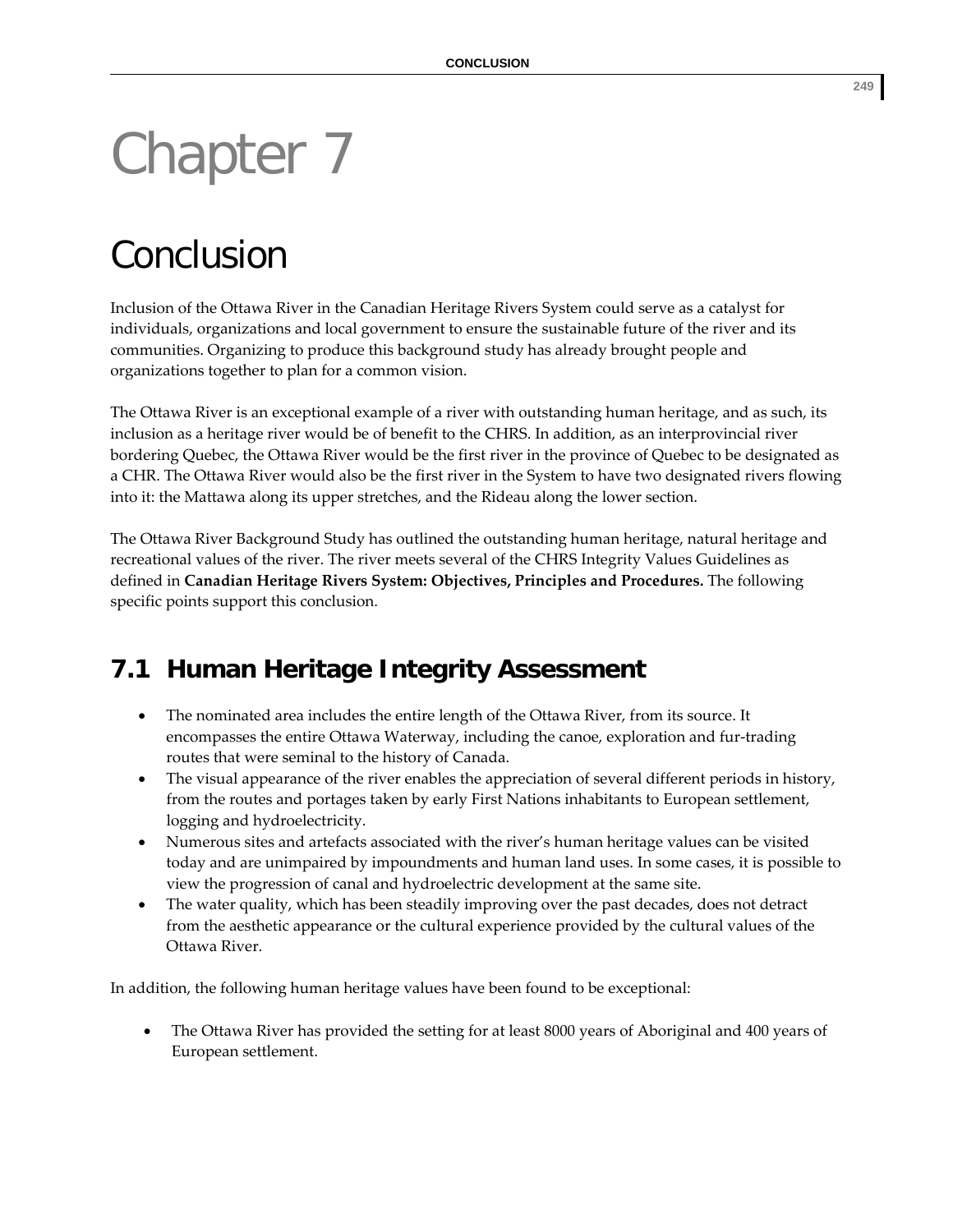# Chapter 7

# Conclusion

Inclusion of the Ottawa River in the Canadian Heritage Rivers System could serve as a catalyst for individuals, organizations and local government to ensure the sustainable future of the river and its communities. Organizing to produce this background study has already brought people and organizations together to plan for a common vision.

The Ottawa River is an exceptional example of a river with outstanding human heritage, and as such, its inclusion as a heritage river would be of benefit to the CHRS. In addition, as an interprovincial river bordering Quebec, the Ottawa River would be the first river in the province of Quebec to be designated as a CHR. The Ottawa River would also be the first river in the System to have two designated rivers flowing into it: the Mattawa along its upper stretches, and the Rideau along the lower section.

The Ottawa River Background Study has outlined the outstanding human heritage, natural heritage and recreational values of the river. The river meets several of the CHRS Integrity Values Guidelines as defined in **Canadian Heritage Rivers System: Objectives, Principles and Procedures.** The following specific points support this conclusion.

## 7.1 Human Heritage Integrity Assessment

- The nominated area includes the entire length of the Ottawa River, from its source. It encompasses the entire Ottawa Waterway, including the canoe, exploration and fur-trading routes that were seminal to the history of Canada.
- The visual appearance of the river enables the appreciation of several different periods in history, from the routes and portages taken by early First Nations inhabitants to European settlement, logging and hydroelectricity.
- Numerous sites and artefacts associated with the river's human heritage values can be visited today and are unimpaired by impoundments and human land uses. In some cases, it is possible to view the progression of canal and hydroelectric development at the same site.
- The water quality, which has been steadily improving over the past decades, does not detract from the aesthetic appearance or the cultural experience provided by the cultural values of the Ottawa River.

In addition, the following human heritage values have been found to be exceptional:

- The Ottawa River has provided the setting for at least 8000 years of Aboriginal and 400 years of European settlement.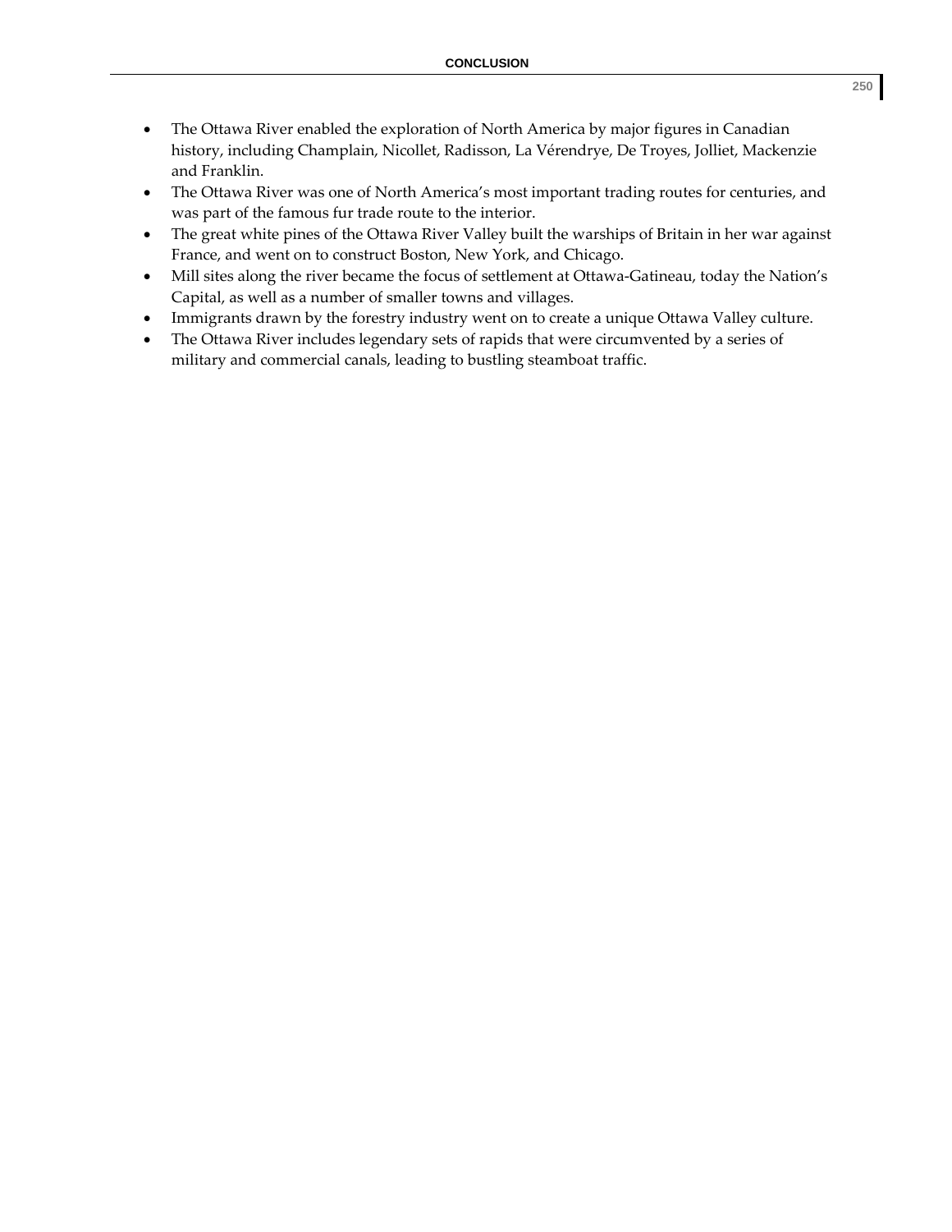- The Ottawa River enabled the exploration of North America by major figures in Canadian history, including Champlain, Nicollet, Radisson, La Vérendrye, De Troyes, Jolliet, Mackenzie and Franklin.
- The Ottawa River was one of North America's most important trading routes for centuries, and was part of the famous fur trade route to the interior.
- The great white pines of the Ottawa River Valley built the warships of Britain in her war against France, and went on to construct Boston, New York, and Chicago.
- Mill sites along the river became the focus of settlement at Ottawa-Gatineau, today the Nation's Capital, as well as a number of smaller towns and villages.
- Immigrants drawn by the forestry industry went on to create a unique Ottawa Valley culture.
- The Ottawa River includes legendary sets of rapids that were circumvented by a series of military and commercial canals, leading to bustling steamboat traffic.